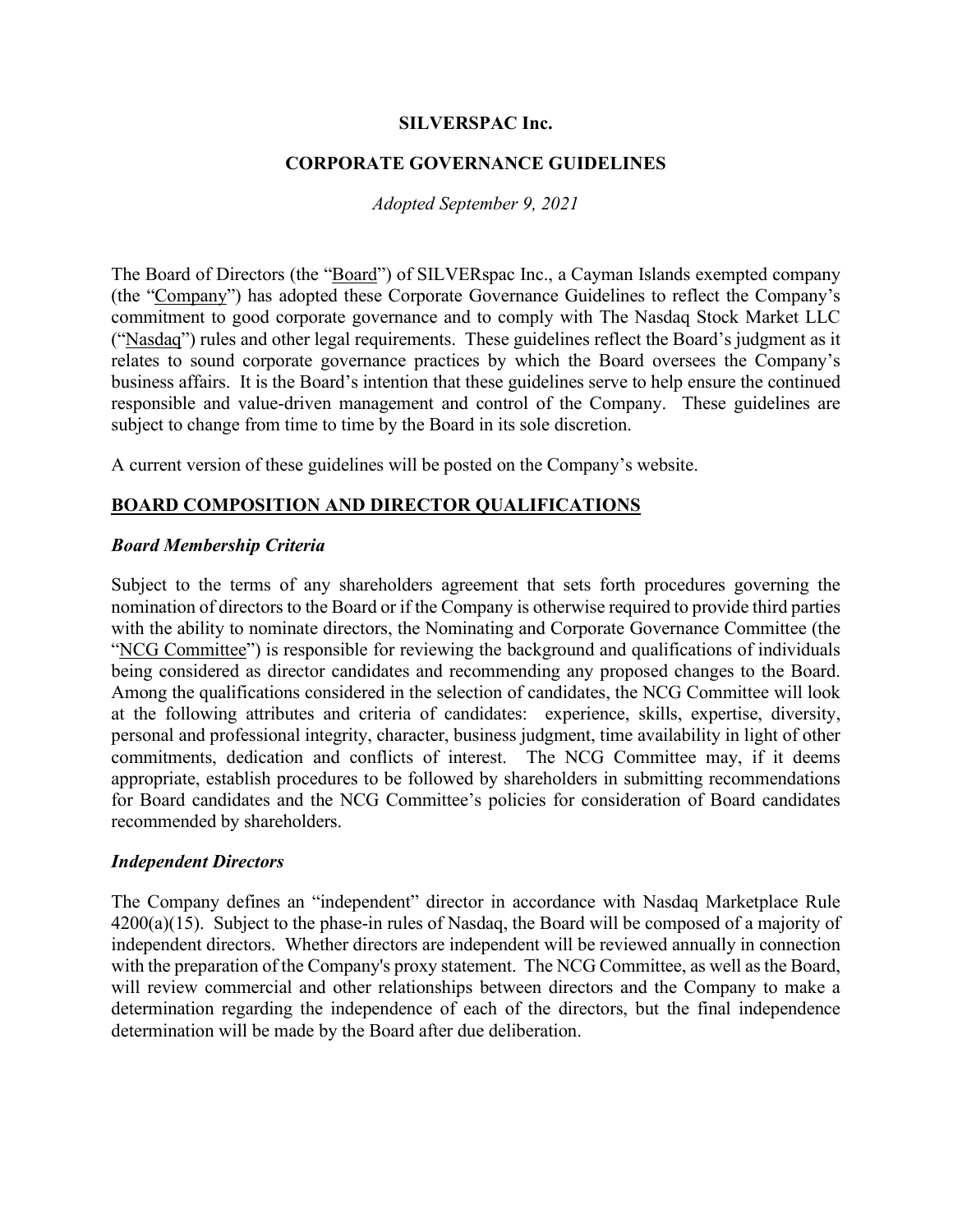**SILVERSPAC Inc.**

**CORPORATE GOVERNANCE GUIDELINES**

*Adopted September 9, 2021*

The Board of Directors (the "Board") of SILVERspac Inc., a Cayman Islands exempted company (the "Company") has adopted these Corporate Governance Guidelines to reflect the Company's commitment to good corporate governance and to comply with The Nasdaq Stock Market LLC ("Nasdaq") rules and other legal requirements. These guidelines reflect the Board's judgment as it relates to sound corporate governance practices by which the Board oversees the Company's business affairs. It is the Board's intention that these guidelines serve to help ensure the continued responsible and value-driven management and control of the Company. These guidelines are subject to change from time to time by the Board in its sole discretion.

A current version of these guidelines will be posted on the Company's website.

## BOARD COMPOSITION AND DIRECTOR QUALIFICATIONS

### *Board Membership Criteria*

Subject to the terms of any shareholders agreement that sets forth procedures governing the nomination of directors to the Board or if the Company is otherwise required to provide third parties with the ability to nominate directors, the Nominating and Corporate Governance Committee (the "NCG Committee") is responsible for reviewing the background and qualifications of individuals being considered as director candidates and recommending any proposed changes to the Board. Among the qualifications considered in the selection of candidates, the NCG Committee will look at the following attributes and criteria of candidates: experience, skills, expertise, diversity, personal and professional integrity, character, business judgment, time availability in light of other commitments, dedication and conflicts of interest. The NCG Committee may, if it deems appropriate, establish procedures to be followed by shareholders in submitting recommendations for Board candidates and the NCG Committee's policies for consideration of Board candidates recommended by shareholders.

### *Independent Directors*

The Company defines an "independent" director in accordance with Nasdaq Marketplace Rule 4200(a)(15). Subject to the phase-in rules of Nasdaq, the Board will be composed of a majority of independent directors. Whether directors are independent will be reviewed annually in connection with the preparation of the Company's proxy statement. The NCG Committee, as well as the Board, will review commercial and other relationships between directors and the Company to make a determination regarding the independence of each of the directors, but the final independence determination will be made by the Board after due deliberation.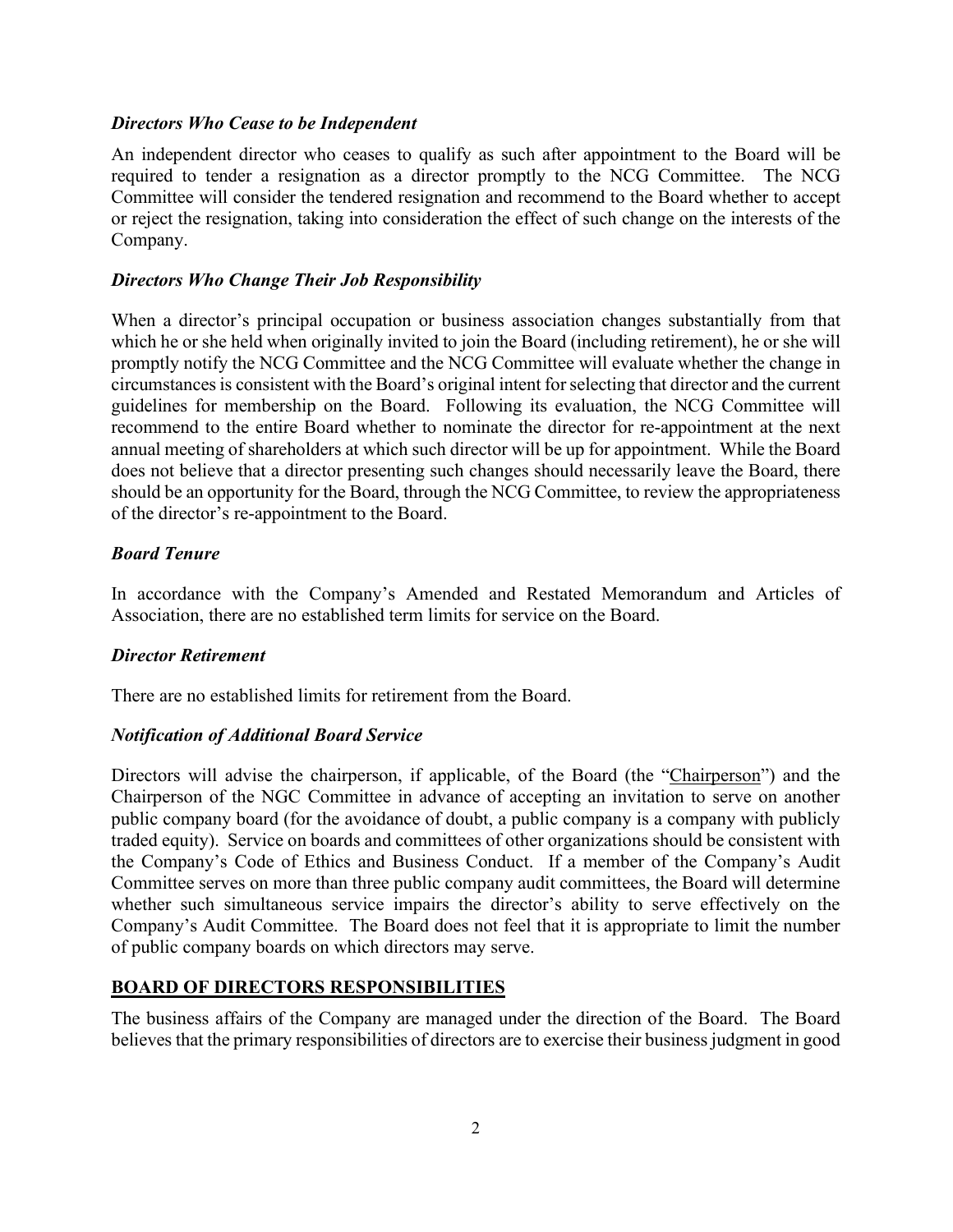### *Directors Who Cease to be Independent*

An independent director who ceases to qualify as such after appointment to the Board will be required to tender a resignation as a director promptly to the NCG Committee. The NCG Committee will consider the tendered resignation and recommend to the Board whether to accept or reject the resignation, taking into consideration the effect of such change on the interests of the Company.

### *Directors Who Change Their Job Responsibility*

When a director's principal occupation or business association changes substantially from that which he or she held when originally invited to join the Board (including retirement), he or she will promptly notify the NCG Committee and the NCG Committee will evaluate whether the change in circumstances is consistent with the Board's original intent for selecting that director and the current guidelines for membership on the Board. Following its evaluation, the NCG Committee will recommend to the entire Board whether to nominate the director for re-appointment at the next annual meeting of shareholders at which such director will be up for appointment. While the Board does not believe that a director presenting such changes should necessarily leave the Board, there should be an opportunity for the Board, through the NCG Committee, to review the appropriateness of the director's re-appointment to the Board.

### *Board Tenure*

In accordance with the Company's Amended and Restated Memorandum and Articles of Association, there are no established term limits for service on the Board.

### *Director Retirement*

There are no established limits for retirement from the Board.

### *Notification of Additional Board Service*

Directors will advise the chairperson, if applicable, of the Board (the "Chairperson") and the Chairperson of the NGC Committee in advance of accepting an invitation to serve on another public company board (for the avoidance of doubt, a public company is a company with publicly traded equity). Service on boards and committees of other organizations should be consistent with the Company's Code of Ethics and Business Conduct. If a member of the Company's Audit Committee serves on more than three public company audit committees, the Board will determine whether such simultaneous service impairs the director's ability to serve effectively on the Company's Audit Committee. The Board does not feel that it is appropriate to limit the number of public company boards on which directors may serve.

## **BOARD OF DIRECTORS RESPONSIBILITIES**

The business affairs of the Company are managed under the direction of the Board. The Board believes that the primary responsibilities of directors are to exercise their business judgment in good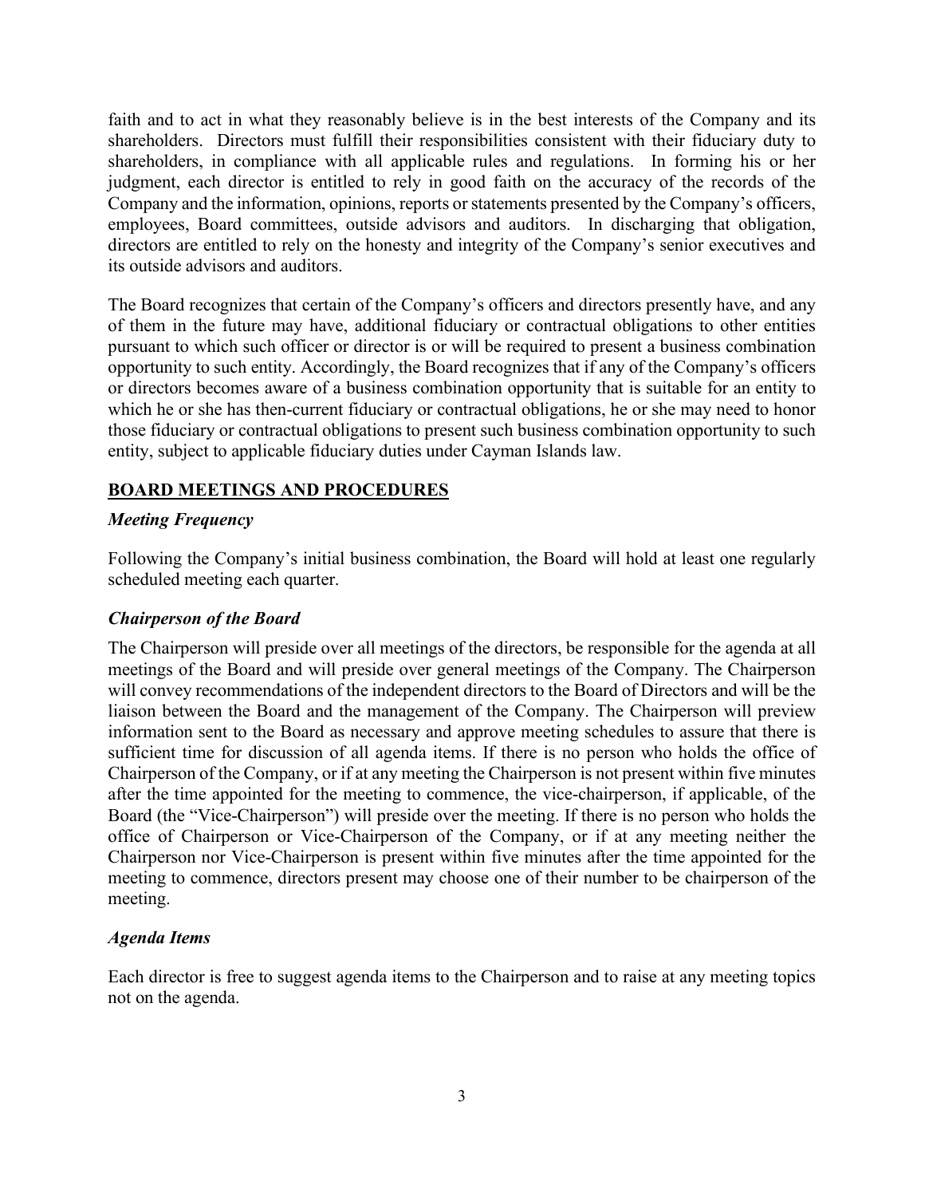faith and to act in what they reasonably believe is in the best interests of the Company and its shareholders. Directors must fulfill their responsibilities consistent with their fiduciary duty to shareholders, in compliance with all applicable rules and regulations. In forming his or her judgment, each director is entitled to rely in good faith on the accuracy of the records of the Company and the information, opinions, reports or statements presented by the Company's officers, employees, Board committees, outside advisors and auditors. In discharging that obligation, directors are entitled to rely on the honesty and integrity of the Company's senior executives and its outside advisors and auditors.

The Board recognizes that certain of the Company's officers and directors presently have, and any of them in the future may have, additional fiduciary or contractual obligations to other entities pursuant to which such officer or director is or will be required to present a business combination opportunity to such entity. Accordingly, the Board recognizes that if any of the Company's officers or directors becomes aware of a business combination opportunity that is suitable for an entity to which he or she has then-current fiduciary or contractual obligations, he or she may need to honor those fiduciary or contractual obligations to present such business combination opportunity to such entity, subject to applicable fiduciary duties under Cayman Islands law.

## BOARD MEETINGS AND PROCEDURES

### *Meeting Frequency*

Following the Company's initial business combination, the Board will hold at least one regularly scheduled meeting each quarter.

### *Chairperson of the Board*

The Chairperson will preside over all meetings of the directors, be responsible for the agenda at all meetings of the Board and will preside over general meetings of the Company. The Chairperson will convey recommendations of the independent directors to the Board of Directors and will be the liaison between the Board and the management of the Company. The Chairperson will preview information sent to the Board as necessary and approve meeting schedules to assure that there is sufficient time for discussion of all agenda items. If there is no person who holds the office of Chairperson of the Company, or if at any meeting the Chairperson is not present within five minutes after the time appointed for the meeting to commence, the vice-chairperson, if applicable, of the Board (the "Vice-Chairperson") will preside over the meeting. If there is no person who holds the office of Chairperson or Vice-Chairperson of the Company, or if at any meeting neither the Chairperson nor Vice-Chairperson is present within five minutes after the time appointed for the meeting to commence, directors present may choose one of their number to be chairperson of the meeting.

### *Agenda Items*

Each director is free to suggest agenda items to the Chairperson and to raise at any meeting topics not on the agenda.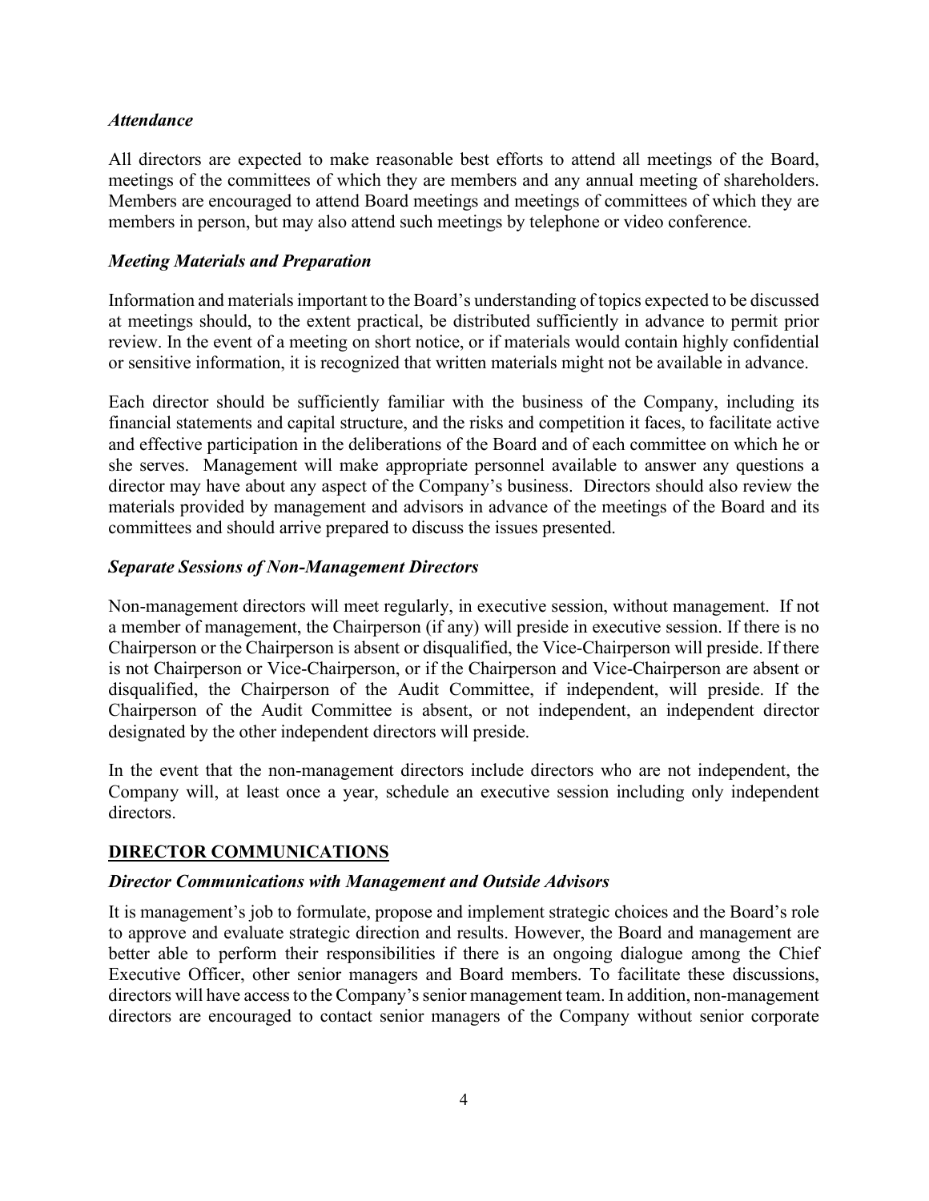### *Attendance*

All directors are expected to make reasonable best efforts to attend all meetings of the Board, meetings of the committees of which they are members and any annual meeting of shareholders. Members are encouraged to attend Board meetings and meetings of committees of which they are members in person, but may also attend such meetings by telephone or video conference.

### *Meeting Materials and Preparation*

Information and materials important to the Board's understanding of topics expected to be discussed at meetings should, to the extent practical, be distributed sufficiently in advance to permit prior review. In the event of a meeting on short notice, or if materials would contain highly confidential or sensitive information, it is recognized that written materials might not be available in advance.

Each director should be sufficiently familiar with the business of the Company, including its financial statements and capital structure, and the risks and competition it faces, to facilitate active and effective participation in the deliberations of the Board and of each committee on which he or she serves. Management will make appropriate personnel available to answer any questions a director may have about any aspect of the Company's business. Directors should also review the materials provided by management and advisors in advance of the meetings of the Board and its committees and should arrive prepared to discuss the issues presented.

### *Separate Sessions of Non-Management Directors*

Non-management directors will meet regularly, in executive session, without management. If not a member of management, the Chairperson (if any) will preside in executive session. If there is no Chairperson or the Chairperson is absent or disqualified, the Vice-Chairperson will preside. If there is not Chairperson or Vice-Chairperson, or if the Chairperson and Vice-Chairperson are absent or disqualified, the Chairperson of the Audit Committee, if independent, will preside. If the Chairperson of the Audit Committee is absent, or not independent, an independent director designated by the other independent directors will preside.

In the event that the non-management directors include directors who are not independent, the Company will, at least once a year, schedule an executive session including only independent directors.

## DIRECTOR COMMUNICATIONS

### *Director Communications with Management and Outside Advisors*

It is management's job to formulate, propose and implement strategic choices and the Board's role to approve and evaluate strategic direction and results. However, the Board and management are better able to perform their responsibilities if there is an ongoing dialogue among the Chief Executive Officer, other senior managers and Board members. To facilitate these discussions, directors will have access to the Company's senior management team. In addition, non-management directors are encouraged to contact senior managers of the Company without senior corporate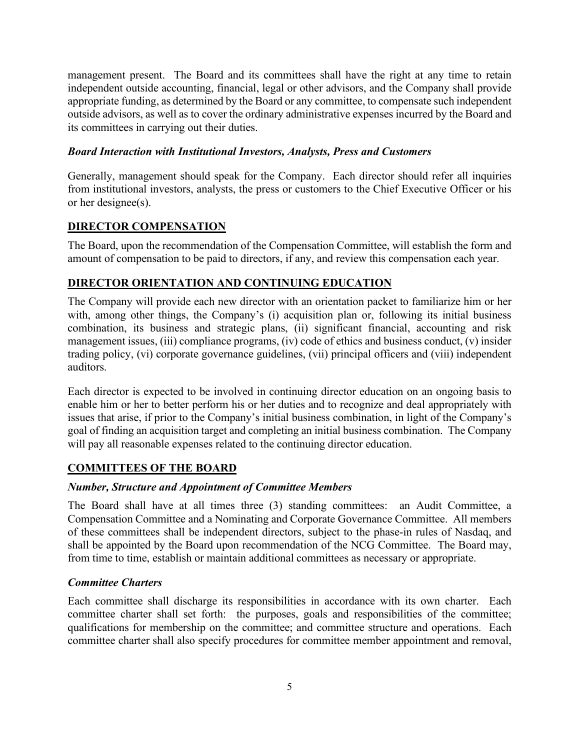management present. The Board and its committees shall have the right at any time to retain independent outside accounting, financial, legal or other advisors, and the Company shall provide appropriate funding, as determined by the Board or any committee, to compensate such independent outside advisors, as well as to cover the ordinary administrative expenses incurred by the Board and its committees in carrying out their duties.

### *Board Interaction with Institutional Investors, Analysts, Press and Customers*

Generally, management should speak for the Company. Each director should refer all inquiries from institutional investors, analysts, the press or customers to the Chief Executive Officer or his or her designee(s).

## DIRECTOR COMPENSATION

The Board, upon the recommendation of the Compensation Committee, will establish the form and amount of compensation to be paid to directors, if any, and review this compensation each year.

## DIRECTOR ORIENTATION AND CONTINUING EDUCATION

The Company will provide each new director with an orientation packet to familiarize him or her with, among other things, the Company's (i) acquisition plan or, following its initial business combination, its business and strategic plans, (ii) significant financial, accounting and risk management issues, (iii) compliance programs, (iv) code of ethics and business conduct, (v) insider trading policy, (vi) corporate governance guidelines, (vii) principal officers and (viii) independent auditors.

Each director is expected to be involved in continuing director education on an ongoing basis to enable him or her to better perform his or her duties and to recognize and deal appropriately with issues that arise, if prior to the Company's initial business combination, in light of the Company's goal of finding an acquisition target and completing an initial business combination. The Company will pay all reasonable expenses related to the continuing director education.

## COMMITTEES OF THE BOARD

### *Number, Structure and Appointment of Committee Members*

The Board shall have at all times three (3) standing committees: an Audit Committee, a Compensation Committee and a Nominating and Corporate Governance Committee. All members of these committees shall be independent directors, subject to the phase-in rules of Nasdaq, and shall be appointed by the Board upon recommendation of the NCG Committee. The Board may, from time to time, establish or maintain additional committees as necessary or appropriate.

### *Committee Charters*

Each committee shall discharge its responsibilities in accordance with its own charter. Each committee charter shall set forth: the purposes, goals and responsibilities of the committee; qualifications for membership on the committee; and committee structure and operations. Each committee charter shall also specify procedures for committee member appointment and removal,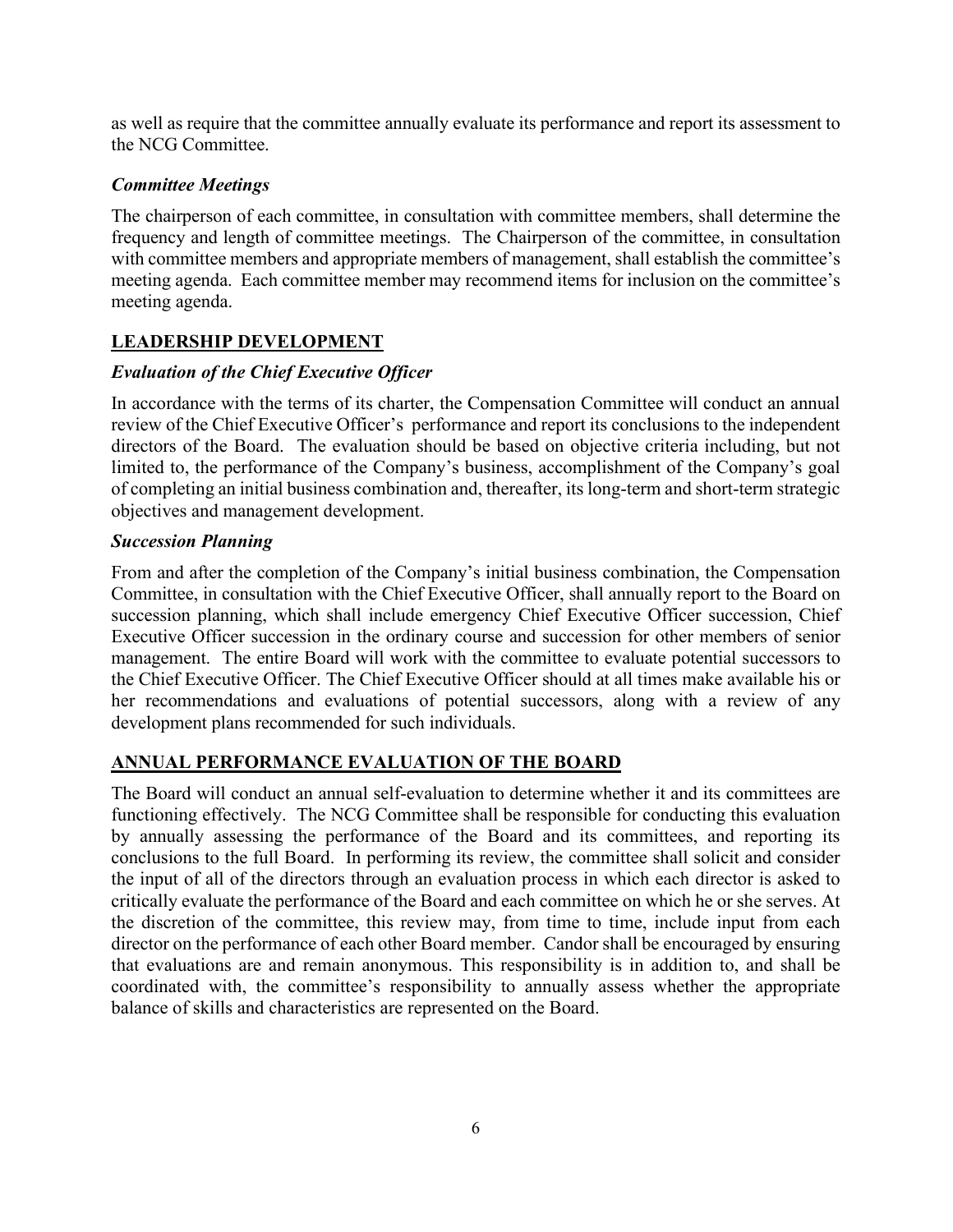as well as require that the committee annually evaluate its performance and report its assessment to the NCG Committee.

### *Committee Meetings*

The chairperson of each committee, in consultation with committee members, shall determine the frequency and length of committee meetings. The Chairperson of the committee, in consultation with committee members and appropriate members of management, shall establish the committee's meeting agenda. Each committee member may recommend items for inclusion on the committee's meeting agenda.

## LEADERSHIP DEVELOPMENT

### *Evaluation of the Chief Executive Officer*

In accordance with the terms of its charter, the Compensation Committee will conduct an annual review of the Chief Executive Officer's performance and report its conclusions to the independent directors of the Board. The evaluation should be based on objective criteria including, but not limited to, the performance of the Company's business, accomplishment of the Company's goal of completing an initial business combination and, thereafter, its long-term and short-term strategic objectives and management development.

### *Succession Planning*

From and after the completion of the Company's initial business combination, the Compensation Committee, in consultation with the Chief Executive Officer, shall annually report to the Board on succession planning, which shall include emergency Chief Executive Officer succession, Chief Executive Officer succession in the ordinary course and succession for other members of senior management. The entire Board will work with the committee to evaluate potential successors to the Chief Executive Officer. The Chief Executive Officer should at all times make available his or her recommendations and evaluations of potential successors, along with a review of any development plans recommended for such individuals.

## ANNUAL PERFORMANCE EVALUATION OF THE BOARD

The Board will conduct an annual self-evaluation to determine whether it and its committees are functioning effectively. The NCG Committee shall be responsible for conducting this evaluation by annually assessing the performance of the Board and its committees, and reporting its conclusions to the full Board. In performing its review, the committee shall solicit and consider the input of all of the directors through an evaluation process in which each director is asked to critically evaluate the performance of the Board and each committee on which he or she serves. At the discretion of the committee, this review may, from time to time, include input from each director on the performance of each other Board member. Candor shall be encouraged by ensuring that evaluations are and remain anonymous. This responsibility is in addition to, and shall be coordinated with, the committee's responsibility to annually assess whether the appropriate balance of skills and characteristics are represented on the Board.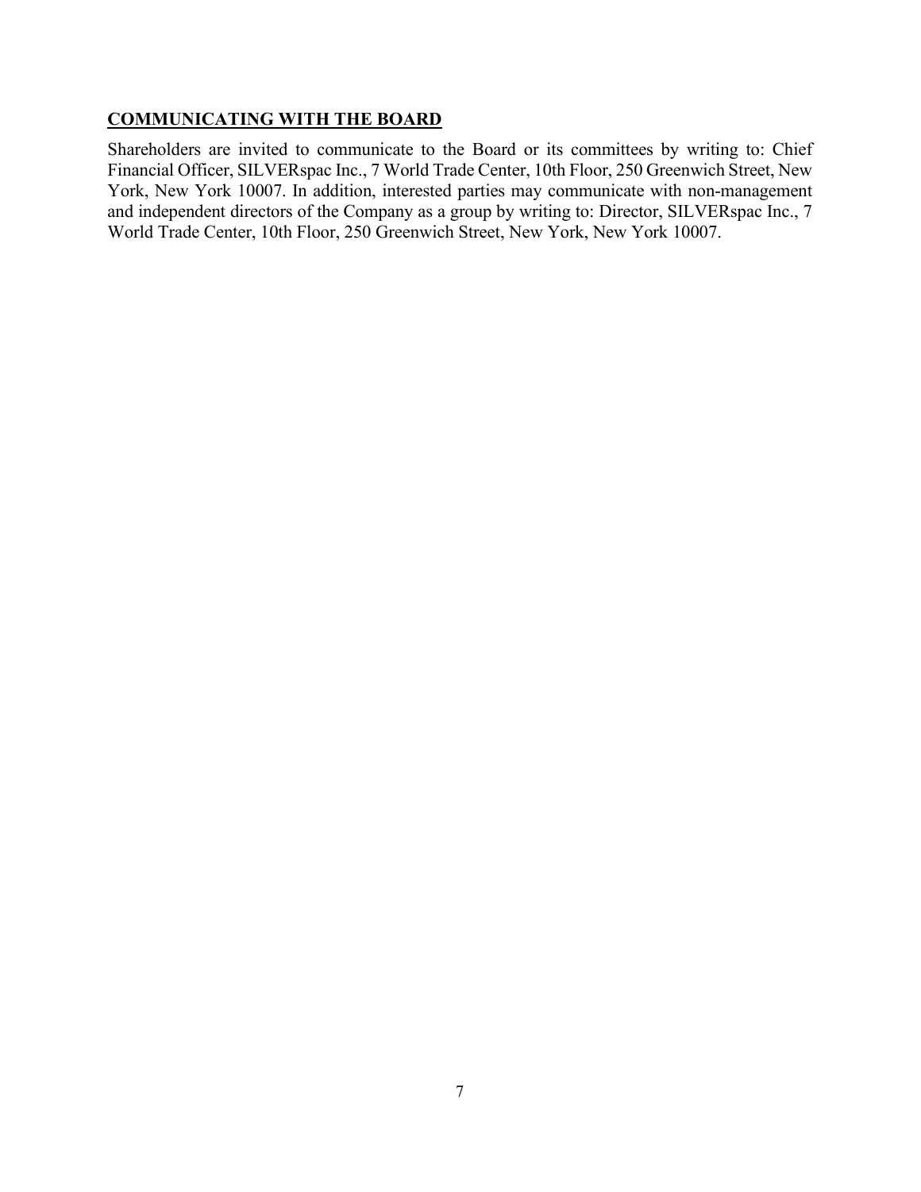## COMMUNICATING WITH THE BOARD

Shareholders are invited to communicate to the Board or its committees by writing to: Chief Financial Officer, SILVERspac Inc., 7 World Trade Center, 10th Floor, 250 Greenwich Street, New York, New York 10007. In addition, interested parties may communicate with non-management and independent directors of the Company as a group by writing to: Director, SILVERspac Inc., 7 World Trade Center, 10th Floor, 250 Greenwich Street, New York, New York 10007.